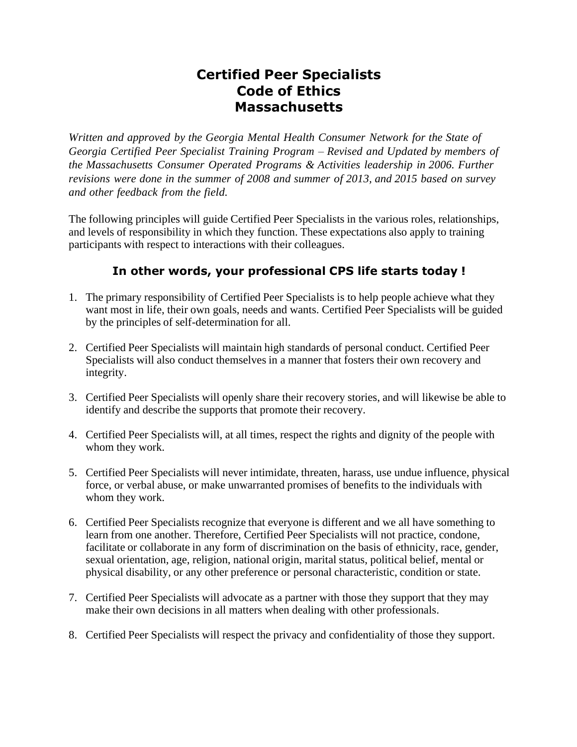# Certified Peer Specialists
# Code of Ethics
# Massachusetts

*Written and approved by the Georgia Mental Health Consumer Network for the State of Georgia Certified Peer Specialist Training Program – Revised and Updated by members of the Massachusetts Consumer Operated Programs & Activities leadership in 2006. Further revisions were done in the summer of 2008 and summer of 2013, and 2015 based on survey and other feedback from the field.*

The following principles will guide Certified Peer Specialists in the various roles, relationships, and levels of responsibility in which they function. These expectations also apply to training participants with respect to interactions with their colleagues.

### In other words, your professional CPS life starts today !

1. The primary responsibility of Certified Peer Specialists is to help people achieve what they want most in life, their own goals, needs and wants. Certified Peer Specialists will be guided by the principles of self-determination for all.

2. Certified Peer Specialists will maintain high standards of personal conduct. Certified Peer Specialists will also conduct themselves in a manner that fosters their own recovery and integrity.

3. Certified Peer Specialists will openly share their recovery stories, and will likewise be able to identify and describe the supports that promote their recovery.

4. Certified Peer Specialists will, at all times, respect the rights and dignity of the people with whom they work.

5. Certified Peer Specialists will never intimidate, threaten, harass, use undue influence, physical force, or verbal abuse, or make unwarranted promises of benefits to the individuals with whom they work.

6. Certified Peer Specialists recognize that everyone is different and we all have something to learn from one another. Therefore, Certified Peer Specialists will not practice, condone, facilitate or collaborate in any form of discrimination on the basis of ethnicity, race, gender, sexual orientation, age, religion, national origin, marital status, political belief, mental or physical disability, or any other preference or personal characteristic, condition or state.

7. Certified Peer Specialists will advocate as a partner with those they support that they may make their own decisions in all matters when dealing with other professionals.

8. Certified Peer Specialists will respect the privacy and confidentiality of those they support.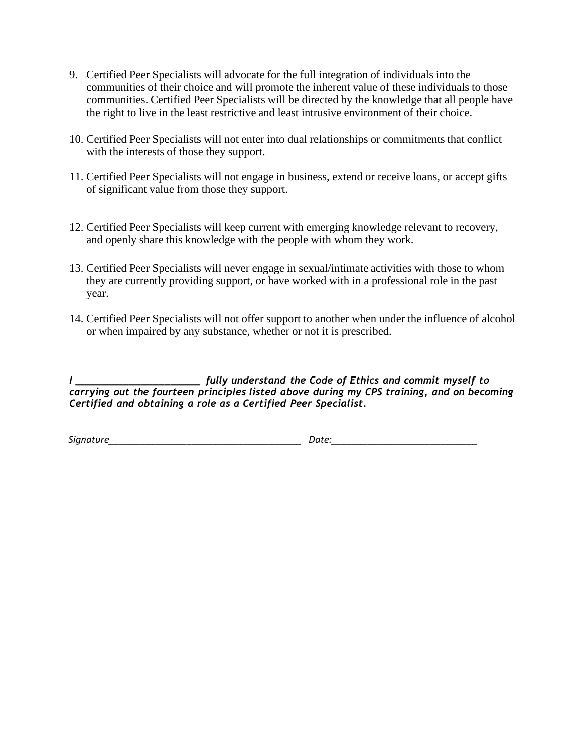9. Certified Peer Specialists will advocate for the full integration of individuals into the communities of their choice and will promote the inherent value of these individuals to those communities. Certified Peer Specialists will be directed by the knowledge that all people have the right to live in the least restrictive and least intrusive environment of their choice.

10. Certified Peer Specialists will not enter into dual relationships or commitments that conflict with the interests of those they support.

11. Certified Peer Specialists will not engage in business, extend or receive loans, or accept gifts of significant value from those they support.

12. Certified Peer Specialists will keep current with emerging knowledge relevant to recovery, and openly share this knowledge with the people with whom they work.

13. Certified Peer Specialists will never engage in sexual/intimate activities with those to whom they are currently providing support, or have worked with in a professional role in the past year.

14. Certified Peer Specialists will not offer support to another when under the influence of alcohol or when impaired by any substance, whether or not it is prescribed.

***I _______________________ fully understand the Code of Ethics and commit myself to carrying out the fourteen principles listed above during my CPS training, and on becoming Certified and obtaining a role as a Certified Peer Specialist.***

*Signature_______________________________________* *Date:______________________________*